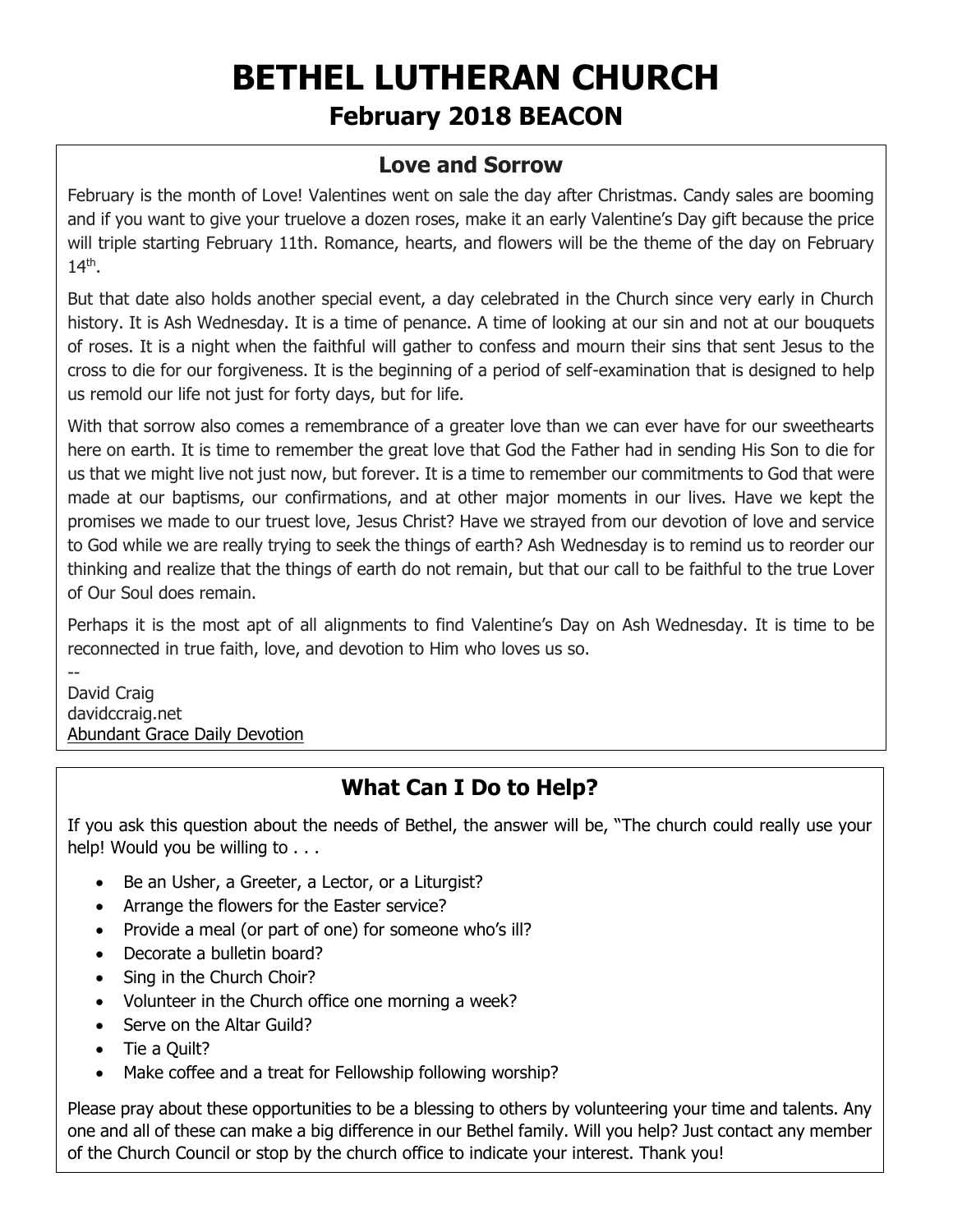# BETHEL LUTHERAN CHURCH

## February 2018 BEACON

### Love and Sorrow

February is the month of Love! Valentines went on sale the day after Christmas. Candy sales are booming and if you want to give your truelove a dozen roses, make it an early Valentine's Day gift because the price will triple starting February 11th. Romance, hearts, and flowers will be the theme of the day on February 14th.

But that date also holds another special event, a day celebrated in the Church since very early in Church history. It is Ash Wednesday. It is a time of penance. A time of looking at our sin and not at our bouquets of roses. It is a night when the faithful will gather to confess and mourn their sins that sent Jesus to the cross to die for our forgiveness. It is the beginning of a period of self-examination that is designed to help us remold our life not just for forty days, but for life.

With that sorrow also comes a remembrance of a greater love than we can ever have for our sweethearts here on earth. It is time to remember the great love that God the Father had in sending His Son to die for us that we might live not just now, but forever. It is a time to remember our commitments to God that were made at our baptisms, our confirmations, and at other major moments in our lives. Have we kept the promises we made to our truest love, Jesus Christ? Have we strayed from our devotion of love and service to God while we are really trying to seek the things of earth? Ash Wednesday is to remind us to reorder our thinking and realize that the things of earth do not remain, but that our call to be faithful to the true Lover of Our Soul does remain.

Perhaps it is the most apt of all alignments to find Valentine's Day on Ash Wednesday. It is time to be reconnected in true faith, love, and devotion to Him who loves us so.

--
David Craig
davidccraig.net
Abundant Grace Daily Devotion

### What Can I Do to Help?

If you ask this question about the needs of Bethel, the answer will be, "The church could really use your help! Would you be willing to . . .

- Be an Usher, a Greeter, a Lector, or a Liturgist?
- Arrange the flowers for the Easter service?
- Provide a meal (or part of one) for someone who's ill?
- Decorate a bulletin board?
- Sing in the Church Choir?
- Volunteer in the Church office one morning a week?
- Serve on the Altar Guild?
- Tie a Quilt?
- Make coffee and a treat for Fellowship following worship?

Please pray about these opportunities to be a blessing to others by volunteering your time and talents. Any one and all of these can make a big difference in our Bethel family. Will you help? Just contact any member of the Church Council or stop by the church office to indicate your interest. Thank you!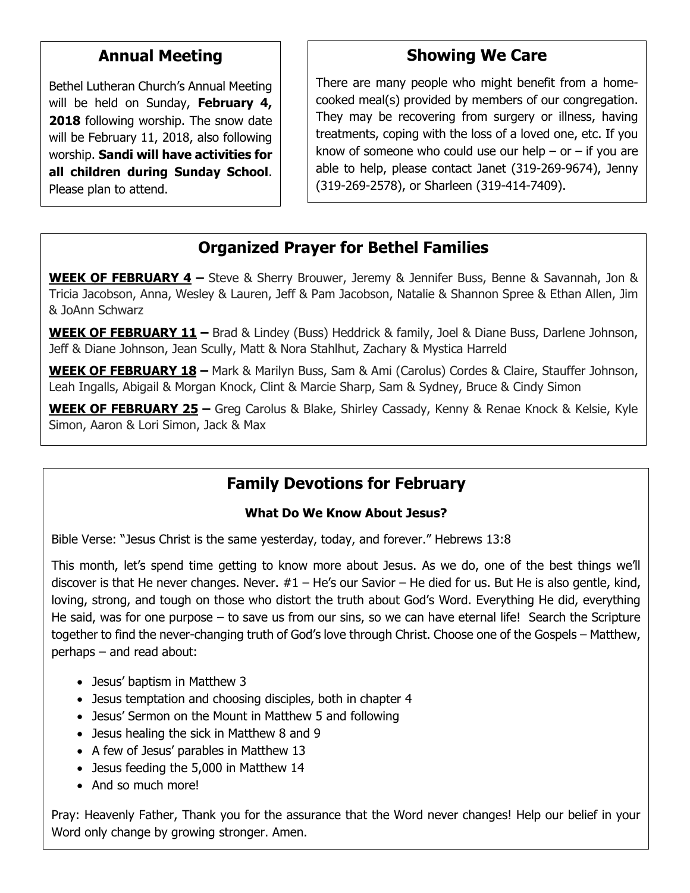## Annual Meeting

Bethel Lutheran Church's Annual Meeting will be held on Sunday, **February 4, 2018** following worship. The snow date will be February 11, 2018, also following worship. **Sandi will have activities for all children during Sunday School**. Please plan to attend.

## Showing We Care

There are many people who might benefit from a home-cooked meal(s) provided by members of our congregation. They may be recovering from surgery or illness, having treatments, coping with the loss of a loved one, etc. If you know of someone who could use our help – or – if you are able to help, please contact Janet (319-269-9674), Jenny (319-269-2578), or Sharleen (319-414-7409).

## Organized Prayer for Bethel Families

**WEEK OF FEBRUARY 4 –** Steve & Sherry Brouwer, Jeremy & Jennifer Buss, Benne & Savannah, Jon & Tricia Jacobson, Anna, Wesley & Lauren, Jeff & Pam Jacobson, Natalie & Shannon Spree & Ethan Allen, Jim & JoAnn Schwarz

**WEEK OF FEBRUARY 11 –** Brad & Lindey (Buss) Heddrick & family, Joel & Diane Buss, Darlene Johnson, Jeff & Diane Johnson, Jean Scully, Matt & Nora Stahlhut, Zachary & Mystica Harreld

**WEEK OF FEBRUARY 18 –** Mark & Marilyn Buss, Sam & Ami (Carolus) Cordes & Claire, Stauffer Johnson, Leah Ingalls, Abigail & Morgan Knock, Clint & Marcie Sharp, Sam & Sydney, Bruce & Cindy Simon

**WEEK OF FEBRUARY 25 –** Greg Carolus & Blake, Shirley Cassady, Kenny & Renae Knock & Kelsie, Kyle Simon, Aaron & Lori Simon, Jack & Max

## Family Devotions for February

**What Do We Know About Jesus?**

Bible Verse: "Jesus Christ is the same yesterday, today, and forever." Hebrews 13:8

This month, let's spend time getting to know more about Jesus. As we do, one of the best things we'll discover is that He never changes. Never. #1 – He's our Savior – He died for us. But He is also gentle, kind, loving, strong, and tough on those who distort the truth about God's Word. Everything He did, everything He said, was for one purpose – to save us from our sins, so we can have eternal life! Search the Scripture together to find the never-changing truth of God's love through Christ. Choose one of the Gospels – Matthew, perhaps – and read about:

- Jesus' baptism in Matthew 3
- Jesus temptation and choosing disciples, both in chapter 4
- Jesus' Sermon on the Mount in Matthew 5 and following
- Jesus healing the sick in Matthew 8 and 9
- A few of Jesus' parables in Matthew 13
- Jesus feeding the 5,000 in Matthew 14
- And so much more!

Pray: Heavenly Father, Thank you for the assurance that the Word never changes! Help our belief in your Word only change by growing stronger. Amen.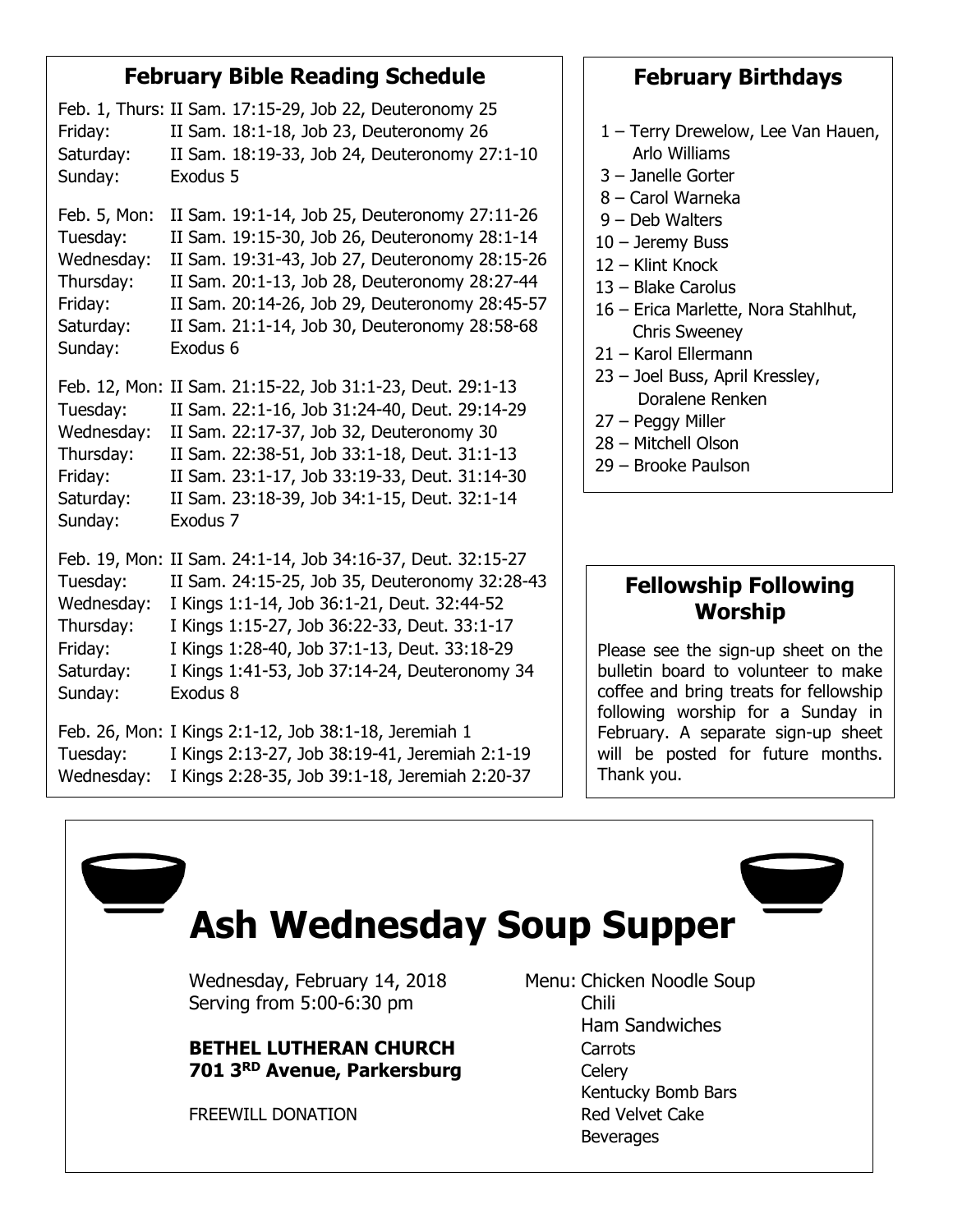## February Bible Reading Schedule

| | |
|---|---|
| Feb. 1, Thurs: | II Sam. 17:15-29, Job 22, Deuteronomy 25 |
| Friday: | II Sam. 18:1-18, Job 23, Deuteronomy 26 |
| Saturday: | II Sam. 18:19-33, Job 24, Deuteronomy 27:1-10 |
| Sunday: | Exodus 5 |
| Feb. 5, Mon: | II Sam. 19:1-14, Job 25, Deuteronomy 27:11-26 |
| Tuesday: | II Sam. 19:15-30, Job 26, Deuteronomy 28:1-14 |
| Wednesday: | II Sam. 19:31-43, Job 27, Deuteronomy 28:15-26 |
| Thursday: | II Sam. 20:1-13, Job 28, Deuteronomy 28:27-44 |
| Friday: | II Sam. 20:14-26, Job 29, Deuteronomy 28:45-57 |
| Saturday: | II Sam. 21:1-14, Job 30, Deuteronomy 28:58-68 |
| Sunday: | Exodus 6 |
| Feb. 12, Mon: | II Sam. 21:15-22, Job 31:1-23, Deut. 29:1-13 |
| Tuesday: | II Sam. 22:1-16, Job 31:24-40, Deut. 29:14-29 |
| Wednesday: | II Sam. 22:17-37, Job 32, Deuteronomy 30 |
| Thursday: | II Sam. 22:38-51, Job 33:1-18, Deut. 31:1-13 |
| Friday: | II Sam. 23:1-17, Job 33:19-33, Deut. 31:14-30 |
| Saturday: | II Sam. 23:18-39, Job 34:1-15, Deut. 32:1-14 |
| Sunday: | Exodus 7 |
| Feb. 19, Mon: | II Sam. 24:1-14, Job 34:16-37, Deut. 32:15-27 |
| Tuesday: | II Sam. 24:15-25, Job 35, Deuteronomy 32:28-43 |
| Wednesday: | I Kings 1:1-14, Job 36:1-21, Deut. 32:44-52 |
| Thursday: | I Kings 1:15-27, Job 36:22-33, Deut. 33:1-17 |
| Friday: | I Kings 1:28-40, Job 37:1-13, Deut. 33:18-29 |
| Saturday: | I Kings 1:41-53, Job 37:14-24, Deuteronomy 34 |
| Sunday: | Exodus 8 |
| Feb. 26, Mon: | I Kings 2:1-12, Job 38:1-18, Jeremiah 1 |
| Tuesday: | I Kings 2:13-27, Job 38:19-41, Jeremiah 2:1-19 |
| Wednesday: | I Kings 2:28-35, Job 39:1-18, Jeremiah 2:20-37 |

## February Birthdays

- 1 – Terry Drewelow, Lee Van Hauen, Arlo Williams
- 3 – Janelle Gorter
- 8 – Carol Warneka
- 9 – Deb Walters
- 10 – Jeremy Buss
- 12 – Klint Knock
- 13 – Blake Carolus
- 16 – Erica Marlette, Nora Stahlhut, Chris Sweeney
- 21 – Karol Ellermann
- 23 – Joel Buss, April Kressley, Doralene Renken
- 27 – Peggy Miller
- 28 – Mitchell Olson
- 29 – Brooke Paulson

## Fellowship Following Worship

Please see the sign-up sheet on the bulletin board to volunteer to make coffee and bring treats for fellowship following worship for a Sunday in February. A separate sign-up sheet will be posted for future months. Thank you.

# Ash Wednesday Soup Supper

Wednesday, February 14, 2018
Serving from 5:00-6:30 pm

**BETHEL LUTHERAN CHURCH**
**701 3RD Avenue, Parkersburg**

FREEWILL DONATION

Menu:
- Chicken Noodle Soup
- Chili
- Ham Sandwiches
- Carrots
- Celery
- Kentucky Bomb Bars
- Red Velvet Cake
- Beverages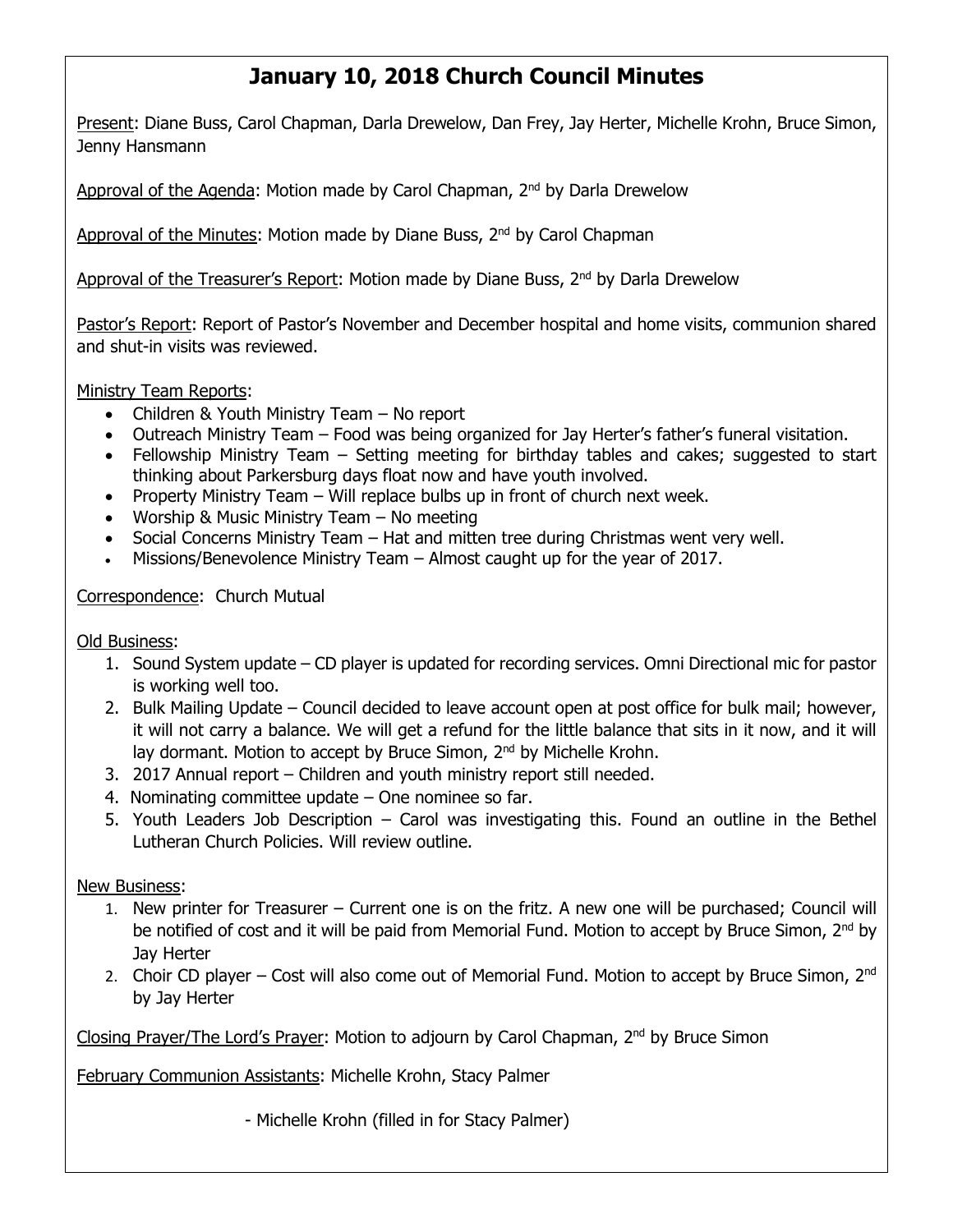# January 10, 2018 Church Council Minutes

Present: Diane Buss, Carol Chapman, Darla Drewelow, Dan Frey, Jay Herter, Michelle Krohn, Bruce Simon, Jenny Hansmann

Approval of the Agenda: Motion made by Carol Chapman, 2nd by Darla Drewelow

Approval of the Minutes: Motion made by Diane Buss, 2nd by Carol Chapman

Approval of the Treasurer's Report: Motion made by Diane Buss, 2nd by Darla Drewelow

Pastor's Report: Report of Pastor's November and December hospital and home visits, communion shared and shut-in visits was reviewed.

Ministry Team Reports:

- Children & Youth Ministry Team – No report
- Outreach Ministry Team – Food was being organized for Jay Herter's father's funeral visitation.
- Fellowship Ministry Team – Setting meeting for birthday tables and cakes; suggested to start thinking about Parkersburg days float now and have youth involved.
- Property Ministry Team – Will replace bulbs up in front of church next week.
- Worship & Music Ministry Team – No meeting
- Social Concerns Ministry Team – Hat and mitten tree during Christmas went very well.
- Missions/Benevolence Ministry Team – Almost caught up for the year of 2017.

Correspondence: Church Mutual

Old Business:

1. Sound System update – CD player is updated for recording services. Omni Directional mic for pastor is working well too.
2. Bulk Mailing Update – Council decided to leave account open at post office for bulk mail; however, it will not carry a balance. We will get a refund for the little balance that sits in it now, and it will lay dormant. Motion to accept by Bruce Simon, 2nd by Michelle Krohn.
3. 2017 Annual report – Children and youth ministry report still needed.
4. Nominating committee update – One nominee so far.
5. Youth Leaders Job Description – Carol was investigating this. Found an outline in the Bethel Lutheran Church Policies. Will review outline.

New Business:

1. New printer for Treasurer – Current one is on the fritz. A new one will be purchased; Council will be notified of cost and it will be paid from Memorial Fund. Motion to accept by Bruce Simon, 2nd by Jay Herter
2. Choir CD player – Cost will also come out of Memorial Fund. Motion to accept by Bruce Simon, 2nd by Jay Herter

Closing Prayer/The Lord's Prayer: Motion to adjourn by Carol Chapman, 2nd by Bruce Simon

February Communion Assistants: Michelle Krohn, Stacy Palmer

- Michelle Krohn (filled in for Stacy Palmer)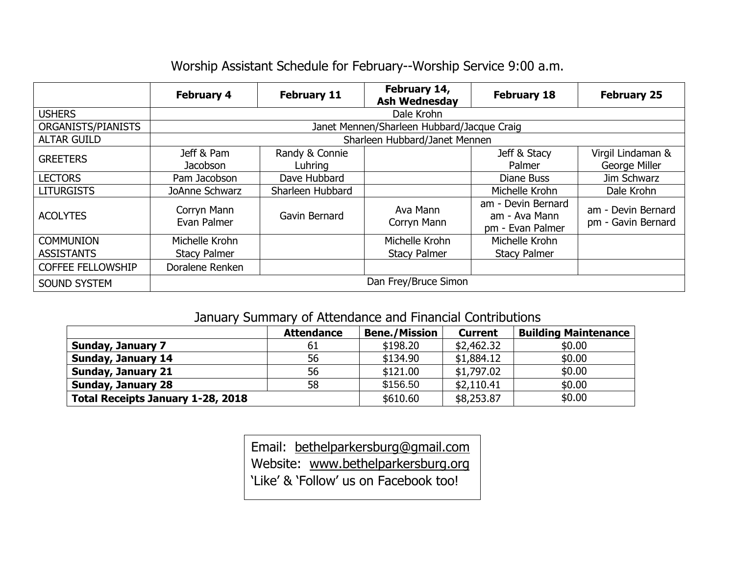## Worship Assistant Schedule for February--Worship Service 9:00 a.m.

| | February 4 | February 11 | February 14, Ash Wednesday | February 18 | February 25 |
|---|---|---|---|---|---|
| USHERS | Dale Krohn | | | | |
| ORGANISTS/PIANISTS | Janet Mennen/Sharleen Hubbard/Jacque Craig | | | | |
| ALTAR GUILD | Sharleen Hubbard/Janet Mennen | | | | |
| GREETERS | Jeff & Pam Jacobson | Randy & Connie Luhring | | Jeff & Stacy Palmer | Virgil Lindaman & George Miller |
| LECTORS | Pam Jacobson | Dave Hubbard | | Diane Buss | Jim Schwarz |
| LITURGISTS | JoAnne Schwarz | Sharleen Hubbard | | Michelle Krohn | Dale Krohn |
| ACOLYTES | Corryn Mann Evan Palmer | Gavin Bernard | Ava Mann Corryn Mann | am - Devin Bernard am - Ava Mann pm - Evan Palmer | am - Devin Bernard pm - Gavin Bernard |
| COMMUNION ASSISTANTS | Michelle Krohn Stacy Palmer | | Michelle Krohn Stacy Palmer | Michelle Krohn Stacy Palmer | |
| COFFEE FELLOWSHIP | Doralene Renken | | | | |
| SOUND SYSTEM | Dan Frey/Bruce Simon | | | | |

## January Summary of Attendance and Financial Contributions

| | Attendance | Bene./Mission | Current | Building Maintenance |
|---|---|---|---|---|
| **Sunday, January 7** | 61 | $198.20 | $2,462.32 | $0.00 |
| **Sunday, January 14** | 56 | $134.90 | $1,884.12 | $0.00 |
| **Sunday, January 21** | 56 | $121.00 | $1,797.02 | $0.00 |
| **Sunday, January 28** | 58 | $156.50 | $2,110.41 | $0.00 |
| **Total Receipts January 1-28, 2018** | | $610.60 | $8,253.87 | $0.00 |

Email: bethelparkersburg@gmail.com
Website: www.bethelparkersburg.org
'Like' & 'Follow' us on Facebook too!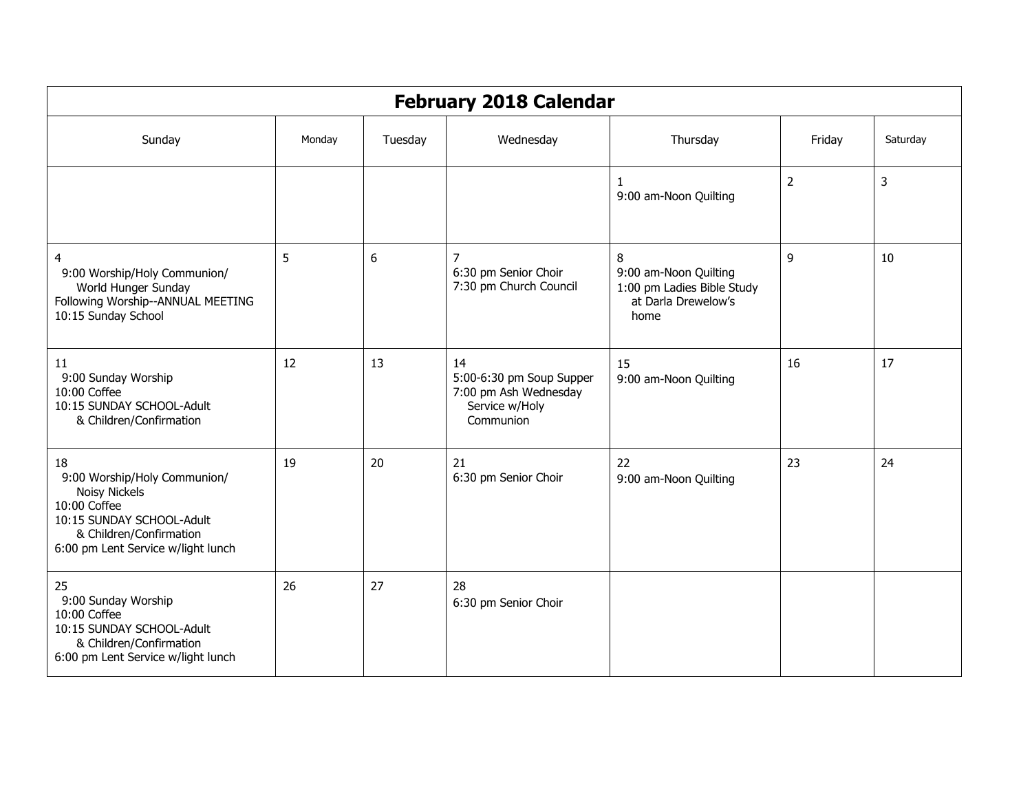# February 2018 Calendar

| Sunday | Monday | Tuesday | Wednesday | Thursday | Friday | Saturday |
|---|---|---|---|---|---|---|
| | | | | 1<br>9:00 am-Noon Quilting | 2 | 3 |
| 4<br>9:00 Worship/Holy Communion/ World Hunger Sunday<br>Following Worship--ANNUAL MEETING<br>10:15 Sunday School | 5 | 6 | 7<br>6:30 pm Senior Choir<br>7:30 pm Church Council | 8<br>9:00 am-Noon Quilting<br>1:00 pm Ladies Bible Study at Darla Drewelow's home | 9 | 10 |
| 11<br>9:00 Sunday Worship<br>10:00 Coffee<br>10:15 SUNDAY SCHOOL-Adult & Children/Confirmation | 12 | 13 | 14<br>5:00-6:30 pm Soup Supper<br>7:00 pm Ash Wednesday Service w/Holy Communion | 15<br>9:00 am-Noon Quilting | 16 | 17 |
| 18<br>9:00 Worship/Holy Communion/ Noisy Nickels<br>10:00 Coffee<br>10:15 SUNDAY SCHOOL-Adult & Children/Confirmation<br>6:00 pm Lent Service w/light lunch | 19 | 20 | 21<br>6:30 pm Senior Choir | 22<br>9:00 am-Noon Quilting | 23 | 24 |
| 25<br>9:00 Sunday Worship<br>10:00 Coffee<br>10:15 SUNDAY SCHOOL-Adult & Children/Confirmation<br>6:00 pm Lent Service w/light lunch | 26 | 27 | 28<br>6:30 pm Senior Choir | | | |